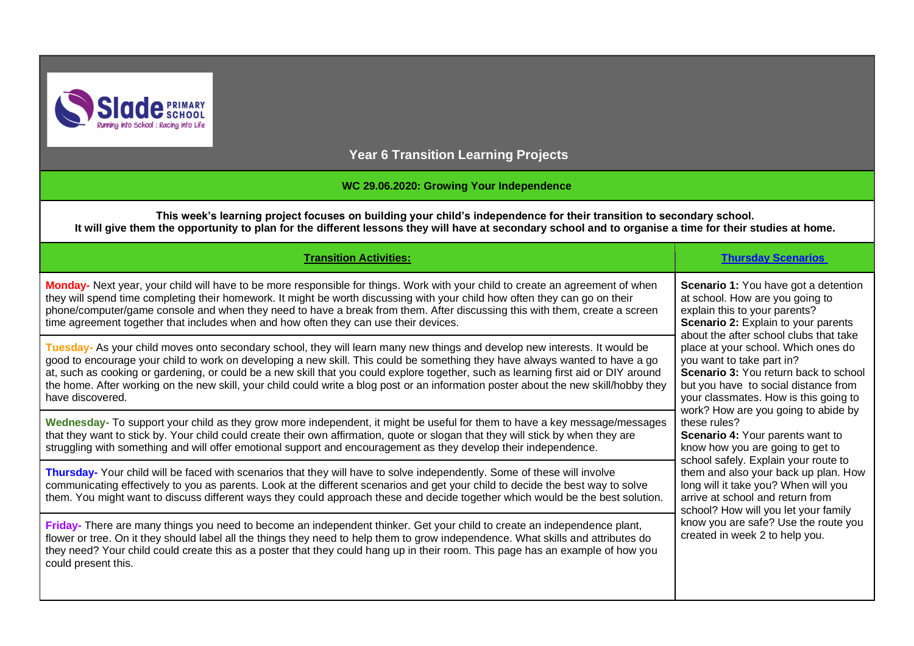# Year 6 Transition Learning Projects

## WC 29.06.2020: Growing Your Independence

**This week's learning project focuses on building your child's independence for their transition to secondary school. It will give them the opportunity to plan for the different lessons they will have at secondary school and to organise a time for their studies at home.**

| Transition Activities: | Thursday Scenarios |
|---|---|
| **Monday-** Next year, your child will have to be more responsible for things. Work with your child to create an agreement of when they will spend time completing their homework. It might be worth discussing with your child how often they can go on their phone/computer/game console and when they need to have a break from them. After discussing this with them, create a screen time agreement together that includes when and how often they can use their devices. | **Scenario 1:** You have got a detention at school. How are you going to explain this to your parents? **Scenario 2:** Explain to your parents about the after school clubs that take place at your school. Which ones do you want to take part in? **Scenario 3:** You return back to school but you have to social distance from your classmates. How is this going to work? How are you going to abide by these rules? **Scenario 4:** Your parents want to know how you are going to get to school safely. Explain your route to them and also your back up plan. How long will it take you? When will you arrive at school and return from school? How will you let your family know you are safe? Use the route you created in week 2 to help you. |
| **Tuesday-** As your child moves onto secondary school, they will learn many new things and develop new interests. It would be good to encourage your child to work on developing a new skill. This could be something they have always wanted to have a go at, such as cooking or gardening, or could be a new skill that you could explore together, such as learning first aid or DIY around the home. After working on the new skill, your child could write a blog post or an information poster about the new skill/hobby they have discovered. | |
| **Wednesday-** To support your child as they grow more independent, it might be useful for them to have a key message/messages that they want to stick by. Your child could create their own affirmation, quote or slogan that they will stick by when they are struggling with something and will offer emotional support and encouragement as they develop their independence. | |
| **Thursday-** Your child will be faced with scenarios that they will have to solve independently. Some of these will involve communicating effectively to you as parents. Look at the different scenarios and get your child to decide the best way to solve them. You might want to discuss different ways they could approach these and decide together which would be the best solution. | |
| **Friday-** There are many things you need to become an independent thinker. Get your child to create an independence plant, flower or tree. On it they should label all the things they need to help them to grow independence. What skills and attributes do they need? Your child could create this as a poster that they could hang up in their room. This page has an example of how you could present this. | |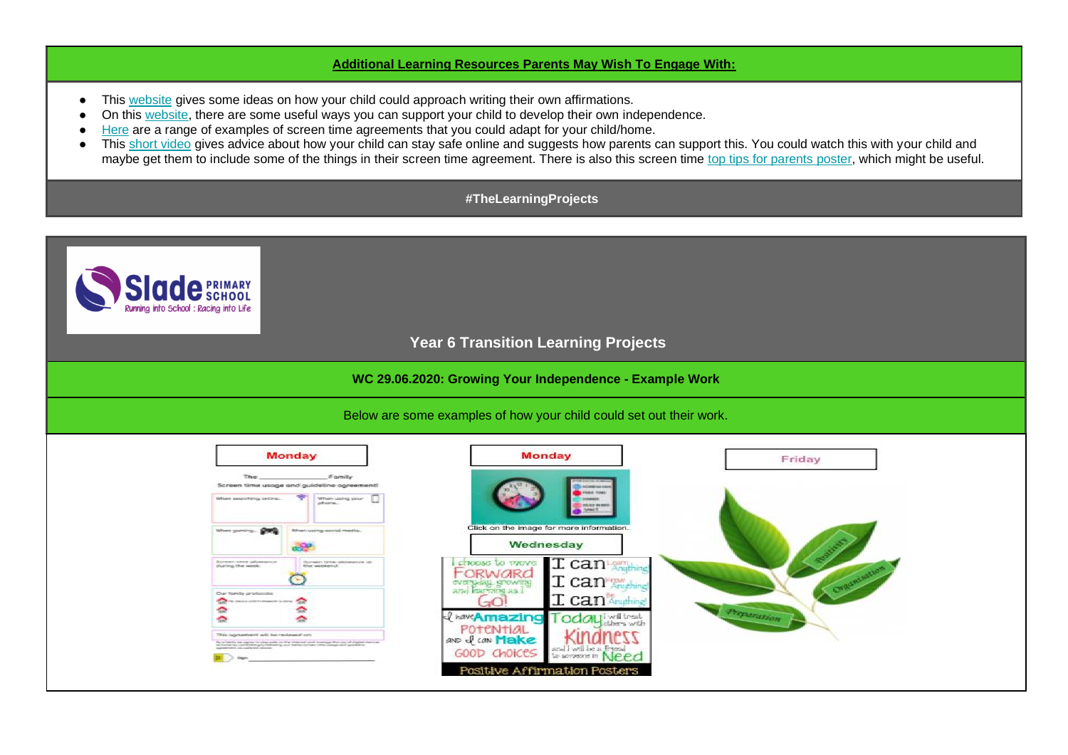**Additional Learning Resources Parents May Wish To Engage With:**

- This website gives some ideas on how your child could approach writing their own affirmations.
- On this website, there are some useful ways you can support your child to develop their own independence.
- Here are a range of examples of screen time agreements that you could adapt for your child/home.
- This short video gives advice about how your child can stay safe online and suggests how parents can support this. You could watch this with your child and maybe get them to include some of the things in their screen time agreement. There is also this screen time top tips for parents poster, which might be useful.

**#TheLearningProjects**

Slade PRIMARY SCHOOL
Running into School : Racing into Life

## Year 6 Transition Learning Projects

**WC 29.06.2020: Growing Your Independence - Example Work**

Below are some examples of how your child could set out their work.

Monday

Monday

Click on the image for more information.

Wednesday

Friday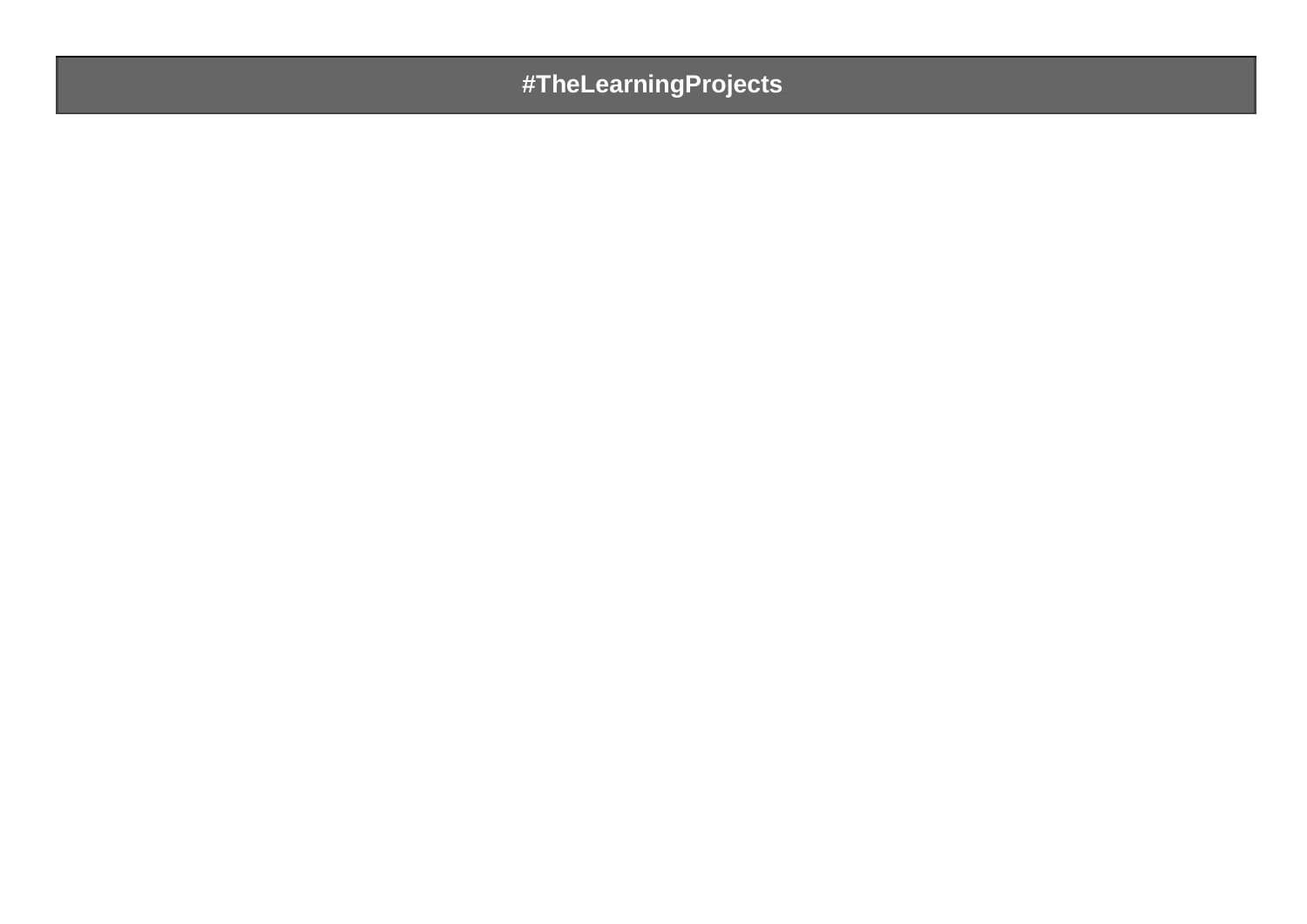**#TheLearningProjects**